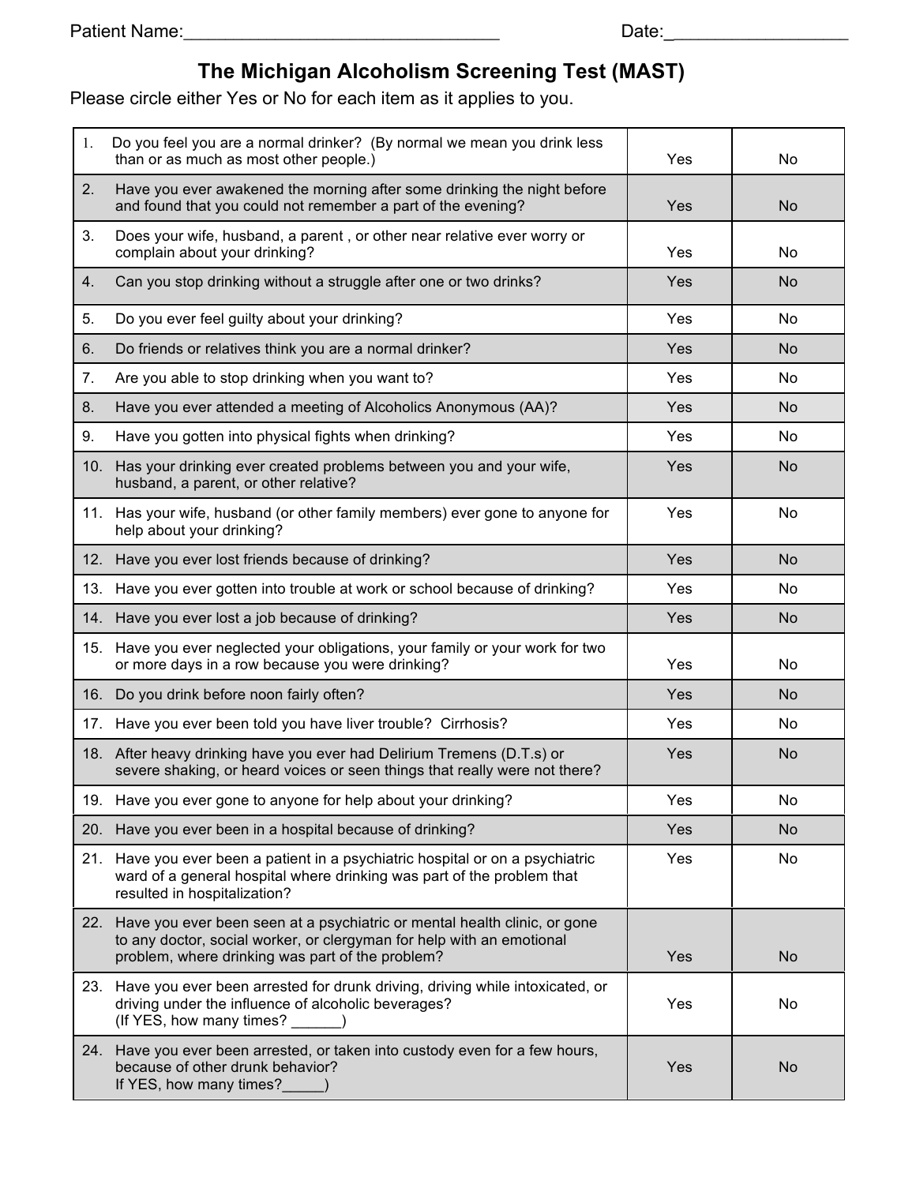Patient Name:________________________________ Date:__________________

# The Michigan Alcoholism Screening Test (MAST)

Please circle either Yes or No for each item as it applies to you.

| | | | |
|---|---|---|---|
| 1. | Do you feel you are a normal drinker? (By normal we mean you drink less than or as much as most other people.) | Yes | No |
| 2. | Have you ever awakened the morning after some drinking the night before and found that you could not remember a part of the evening? | Yes | No |
| 3. | Does your wife, husband, a parent , or other near relative ever worry or complain about your drinking? | Yes | No |
| 4. | Can you stop drinking without a struggle after one or two drinks? | Yes | No |
| 5. | Do you ever feel guilty about your drinking? | Yes | No |
| 6. | Do friends or relatives think you are a normal drinker? | Yes | No |
| 7. | Are you able to stop drinking when you want to? | Yes | No |
| 8. | Have you ever attended a meeting of Alcoholics Anonymous (AA)? | Yes | No |
| 9. | Have you gotten into physical fights when drinking? | Yes | No |
| 10. | Has your drinking ever created problems between you and your wife, husband, a parent, or other relative? | Yes | No |
| 11. | Has your wife, husband (or other family members) ever gone to anyone for help about your drinking? | Yes | No |
| 12. | Have you ever lost friends because of drinking? | Yes | No |
| 13. | Have you ever gotten into trouble at work or school because of drinking? | Yes | No |
| 14. | Have you ever lost a job because of drinking? | Yes | No |
| 15. | Have you ever neglected your obligations, your family or your work for two or more days in a row because you were drinking? | Yes | No |
| 16. | Do you drink before noon fairly often? | Yes | No |
| 17. | Have you ever been told you have liver trouble? Cirrhosis? | Yes | No |
| 18. | After heavy drinking have you ever had Delirium Tremens (D.T.s) or severe shaking, or heard voices or seen things that really were not there? | Yes | No |
| 19. | Have you ever gone to anyone for help about your drinking? | Yes | No |
| 20. | Have you ever been in a hospital because of drinking? | Yes | No |
| 21. | Have you ever been a patient in a psychiatric hospital or on a psychiatric ward of a general hospital where drinking was part of the problem that resulted in hospitalization? | Yes | No |
| 22. | Have you ever been seen at a psychiatric or mental health clinic, or gone to any doctor, social worker, or clergyman for help with an emotional problem, where drinking was part of the problem? | Yes | No |
| 23. | Have you ever been arrested for drunk driving, driving while intoxicated, or driving under the influence of alcoholic beverages? (If YES, how many times? ______) | Yes | No |
| 24. | Have you ever been arrested, or taken into custody even for a few hours, because of other drunk behavior? If YES, how many times?_____) | Yes | No |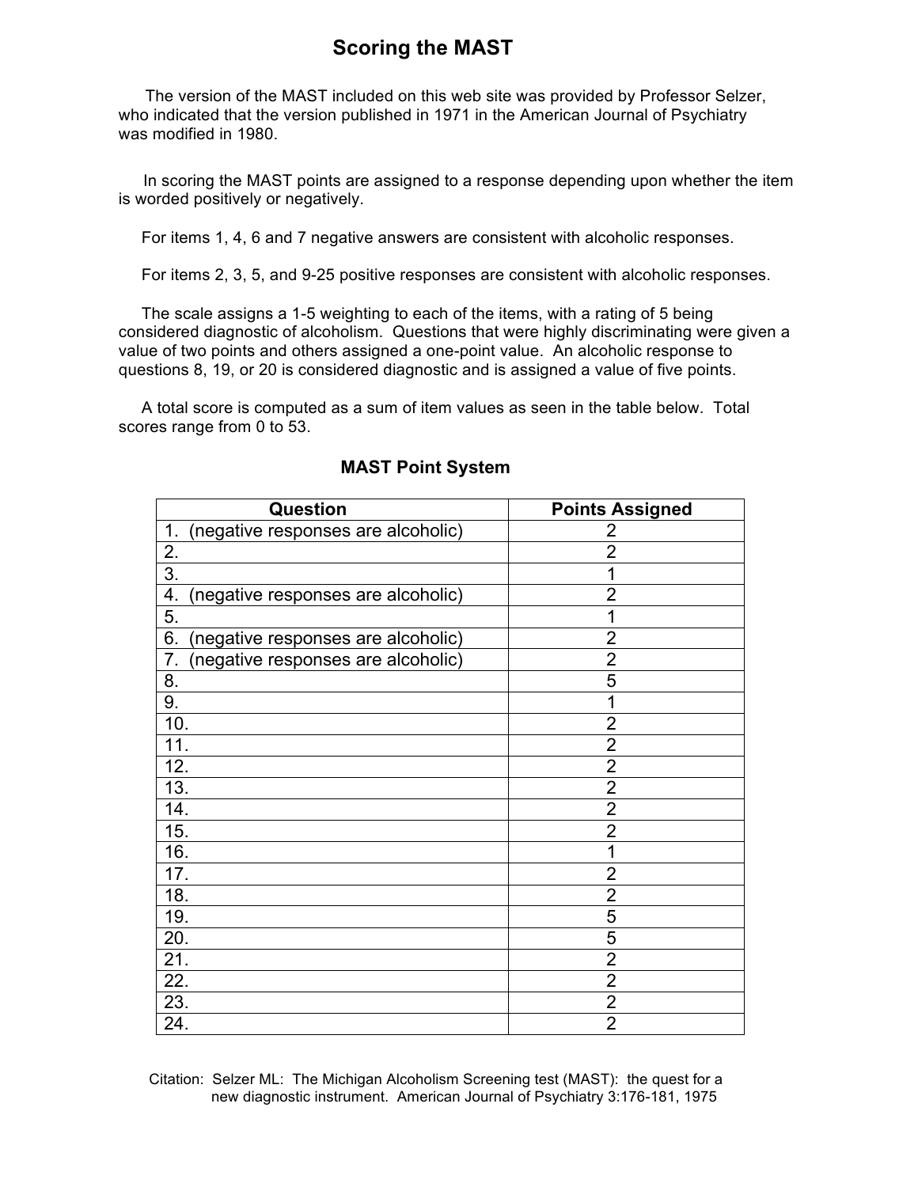# Scoring the MAST

The version of the MAST included on this web site was provided by Professor Selzer, who indicated that the version published in 1971 in the American Journal of Psychiatry was modified in 1980.

In scoring the MAST points are assigned to a response depending upon whether the item is worded positively or negatively.

For items 1, 4, 6 and 7 negative answers are consistent with alcoholic responses.

For items 2, 3, 5, and 9-25 positive responses are consistent with alcoholic responses.

The scale assigns a 1-5 weighting to each of the items, with a rating of 5 being considered diagnostic of alcoholism. Questions that were highly discriminating were given a value of two points and others assigned a one-point value. An alcoholic response to questions 8, 19, or 20 is considered diagnostic and is assigned a value of five points.

A total score is computed as a sum of item values as seen in the table below. Total scores range from 0 to 53.

## MAST Point System

| Question | Points Assigned |
|---|---|
| 1. (negative responses are alcoholic) | 2 |
| 2. | 2 |
| 3. | 1 |
| 4. (negative responses are alcoholic) | 2 |
| 5. | 1 |
| 6. (negative responses are alcoholic) | 2 |
| 7. (negative responses are alcoholic) | 2 |
| 8. | 5 |
| 9. | 1 |
| 10. | 2 |
| 11. | 2 |
| 12. | 2 |
| 13. | 2 |
| 14. | 2 |
| 15. | 2 |
| 16. | 1 |
| 17. | 2 |
| 18. | 2 |
| 19. | 5 |
| 20. | 5 |
| 21. | 2 |
| 22. | 2 |
| 23. | 2 |
| 24. | 2 |

Citation: Selzer ML: The Michigan Alcoholism Screening test (MAST): the quest for a new diagnostic instrument. American Journal of Psychiatry 3:176-181, 1975